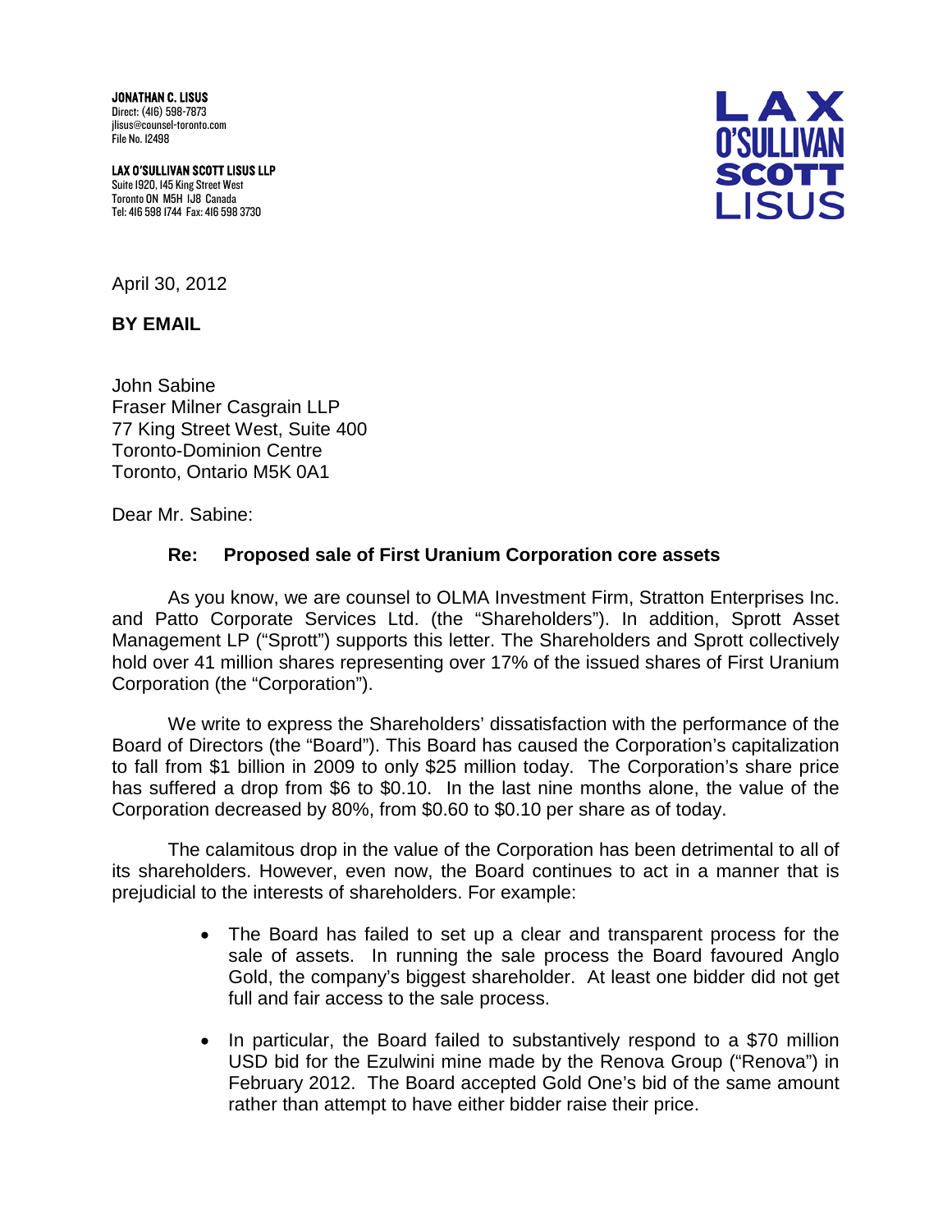**JONATHAN C. LISUS**
Direct: (416) 598-7873
jlisus@counsel-toronto.com
File No. 12498

**LAX O'SULLIVAN SCOTT LISUS LLP**
Suite 1920, 145 King Street West
Toronto ON M5H 1J8 Canada
Tel: 416 598 1744 Fax: 416 598 3730

LAX O'SULLIVAN SCOTT LISUS

April 30, 2012

**BY EMAIL**

John Sabine
Fraser Milner Casgrain LLP
77 King Street West, Suite 400
Toronto-Dominion Centre
Toronto, Ontario M5K 0A1

Dear Mr. Sabine:

**Re: Proposed sale of First Uranium Corporation core assets**

As you know, we are counsel to OLMA Investment Firm, Stratton Enterprises Inc. and Patto Corporate Services Ltd. (the "Shareholders"). In addition, Sprott Asset Management LP ("Sprott") supports this letter. The Shareholders and Sprott collectively hold over 41 million shares representing over 17% of the issued shares of First Uranium Corporation (the "Corporation").

We write to express the Shareholders' dissatisfaction with the performance of the Board of Directors (the "Board"). This Board has caused the Corporation's capitalization to fall from $1 billion in 2009 to only $25 million today. The Corporation's share price has suffered a drop from $6 to $0.10. In the last nine months alone, the value of the Corporation decreased by 80%, from $0.60 to $0.10 per share as of today.

The calamitous drop in the value of the Corporation has been detrimental to all of its shareholders. However, even now, the Board continues to act in a manner that is prejudicial to the interests of shareholders. For example:

- The Board has failed to set up a clear and transparent process for the sale of assets. In running the sale process the Board favoured Anglo Gold, the company's biggest shareholder. At least one bidder did not get full and fair access to the sale process.

- In particular, the Board failed to substantively respond to a $70 million USD bid for the Ezulwini mine made by the Renova Group ("Renova") in February 2012. The Board accepted Gold One's bid of the same amount rather than attempt to have either bidder raise their price.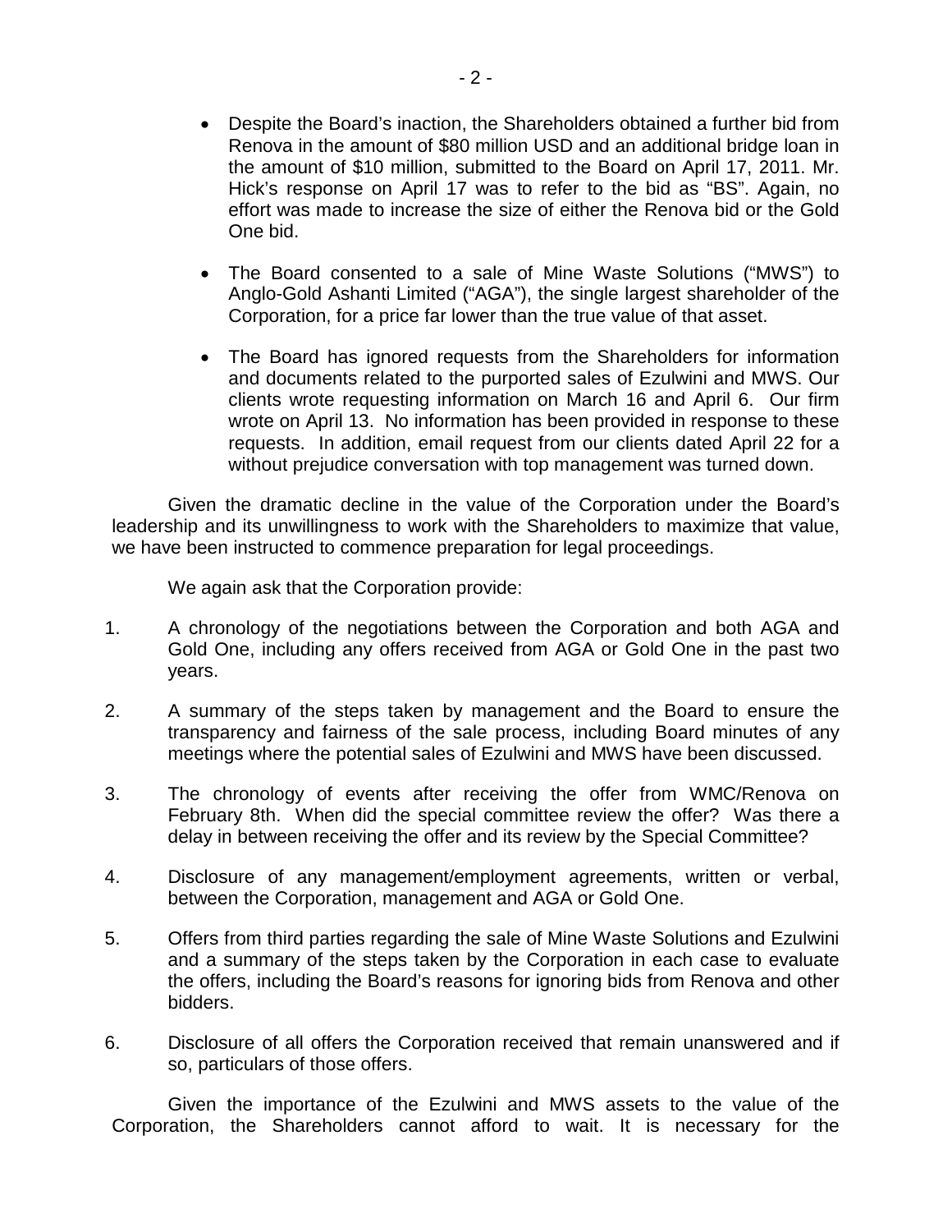- Despite the Board's inaction, the Shareholders obtained a further bid from Renova in the amount of $80 million USD and an additional bridge loan in the amount of $10 million, submitted to the Board on April 17, 2011. Mr. Hick's response on April 17 was to refer to the bid as "BS". Again, no effort was made to increase the size of either the Renova bid or the Gold One bid.

- The Board consented to a sale of Mine Waste Solutions ("MWS") to Anglo-Gold Ashanti Limited ("AGA"), the single largest shareholder of the Corporation, for a price far lower than the true value of that asset.

- The Board has ignored requests from the Shareholders for information and documents related to the purported sales of Ezulwini and MWS. Our clients wrote requesting information on March 16 and April 6. Our firm wrote on April 13. No information has been provided in response to these requests. In addition, email request from our clients dated April 22 for a without prejudice conversation with top management was turned down.

Given the dramatic decline in the value of the Corporation under the Board's leadership and its unwillingness to work with the Shareholders to maximize that value, we have been instructed to commence preparation for legal proceedings.

We again ask that the Corporation provide:

1. A chronology of the negotiations between the Corporation and both AGA and Gold One, including any offers received from AGA or Gold One in the past two years.

2. A summary of the steps taken by management and the Board to ensure the transparency and fairness of the sale process, including Board minutes of any meetings where the potential sales of Ezulwini and MWS have been discussed.

3. The chronology of events after receiving the offer from WMC/Renova on February 8th. When did the special committee review the offer? Was there a delay in between receiving the offer and its review by the Special Committee?

4. Disclosure of any management/employment agreements, written or verbal, between the Corporation, management and AGA or Gold One.

5. Offers from third parties regarding the sale of Mine Waste Solutions and Ezulwini and a summary of the steps taken by the Corporation in each case to evaluate the offers, including the Board's reasons for ignoring bids from Renova and other bidders.

6. Disclosure of all offers the Corporation received that remain unanswered and if so, particulars of those offers.

Given the importance of the Ezulwini and MWS assets to the value of the Corporation, the Shareholders cannot afford to wait. It is necessary for the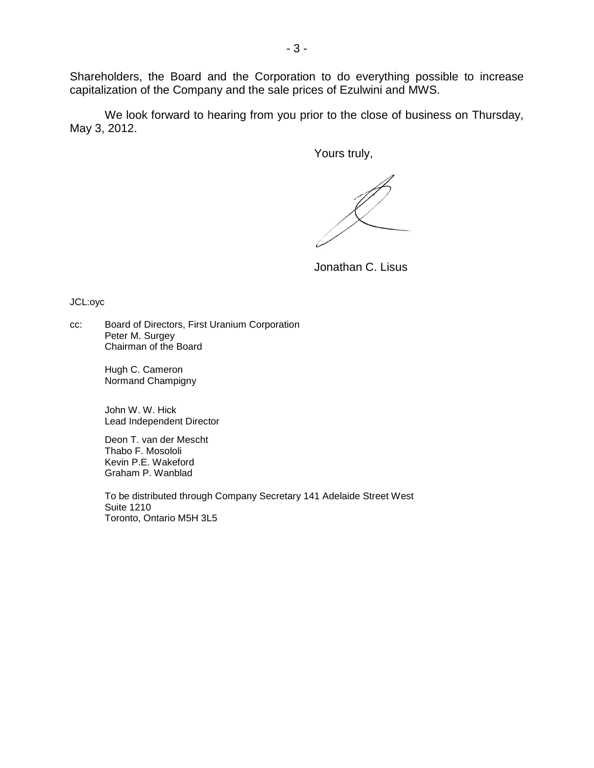Shareholders, the Board and the Corporation to do everything possible to increase capitalization of the Company and the sale prices of Ezulwini and MWS.

We look forward to hearing from you prior to the close of business on Thursday, May 3, 2012.

Yours truly,

Jonathan C. Lisus

JCL:oyc

cc: Board of Directors, First Uranium Corporation
Peter M. Surgey
Chairman of the Board

Hugh C. Cameron
Normand Champigny

John W. W. Hick
Lead Independent Director

Deon T. van der Mescht
Thabo F. Mosololi
Kevin P.E. Wakeford
Graham P. Wanblad

To be distributed through Company Secretary 141 Adelaide Street West
Suite 1210
Toronto, Ontario M5H 3L5